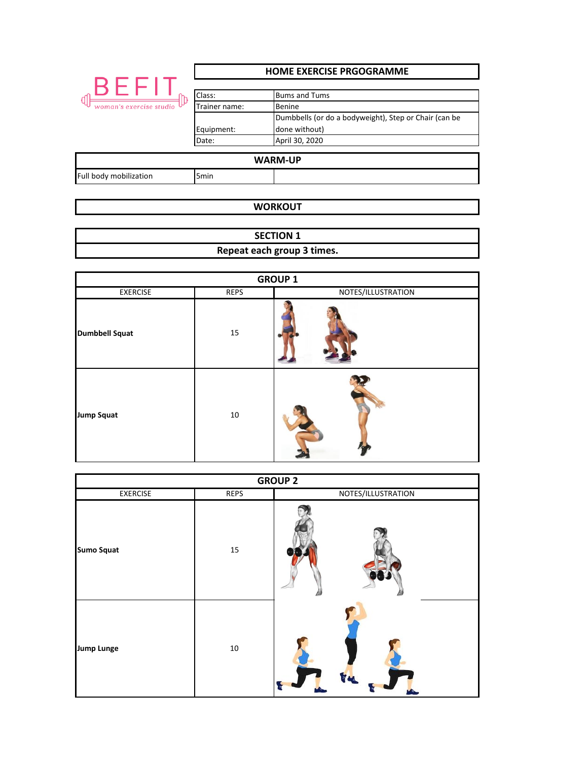BEFIT
woman's exercise studio

## HOME EXERCISE PRGOGRAMME

| | |
|---|---|
| Class: | Bums and Tums |
| Trainer name: | Benine |
| Equipment: | Dumbbells (or do a bodyweight), Step or Chair (can be done without) |
| Date: | April 30, 2020 |

## WARM-UP

| | | |
|---|---|---|
| Full body mobilization | 5min | |

## WORKOUT

### SECTION 1

**Repeat each group 3 times.**

| GROUP 1 | | |
|---|---|---|
| EXERCISE | REPS | NOTES/ILLUSTRATION |
| **Dumbbell Squat** | 15 | |
| **Jump Squat** | 10 | |

| GROUP 2 | | |
|---|---|---|
| EXERCISE | REPS | NOTES/ILLUSTRATION |
| **Sumo Squat** | 15 | |
| **Jump Lunge** | 10 | |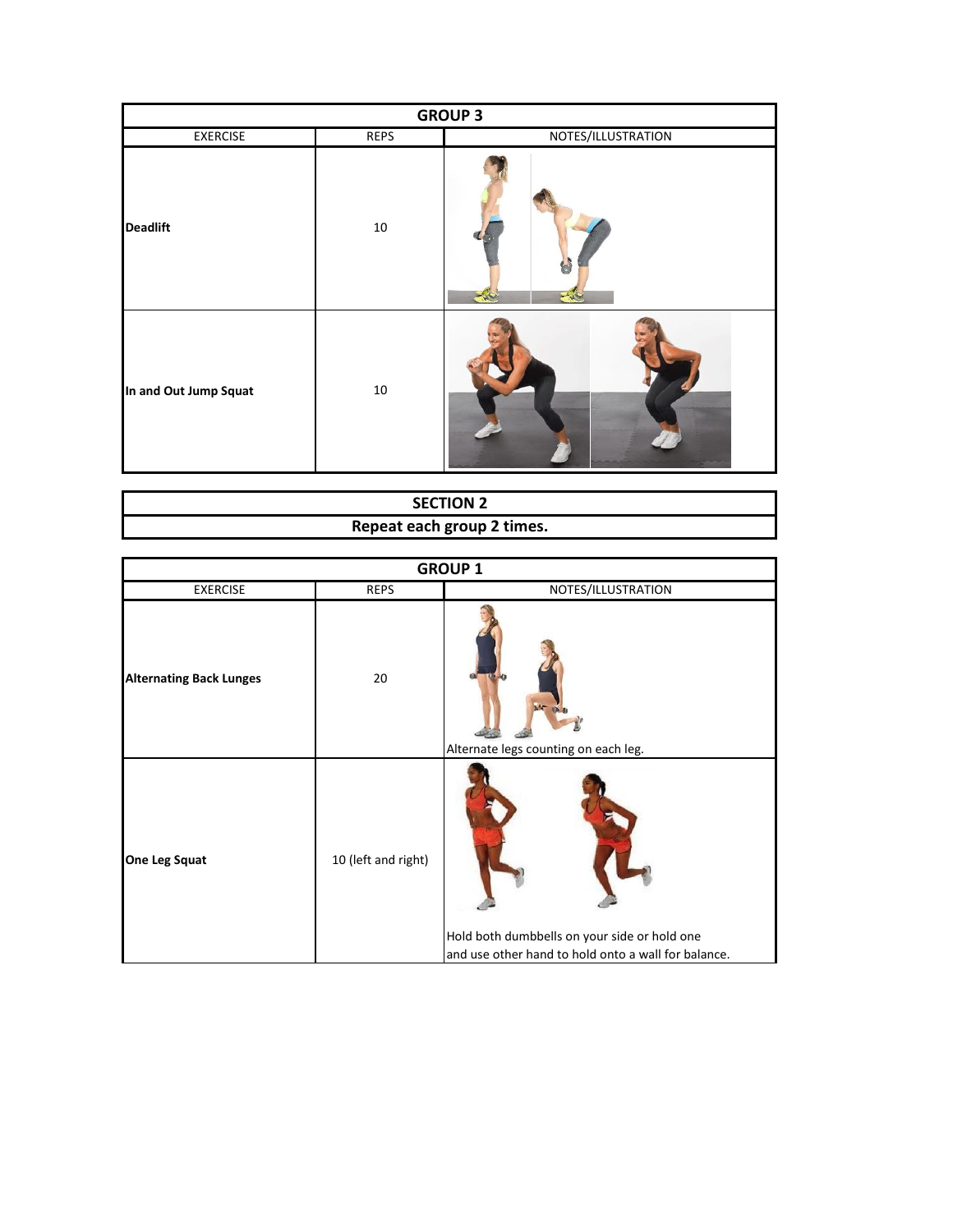| GROUP 3 | | |
|---|---|---|
| EXERCISE | REPS | NOTES/ILLUSTRATION |
| **Deadlift** | 10 | |
| **In and Out Jump Squat** | 10 | |

| SECTION 2 |
|---|
| **Repeat each group 2 times.** |

| GROUP 1 | | |
|---|---|---|
| EXERCISE | REPS | NOTES/ILLUSTRATION |
| **Alternating Back Lunges** | 20 | Alternate legs counting on each leg. |
| **One Leg Squat** | 10 (left and right) | Hold both dumbbells on your side or hold one and use other hand to hold onto a wall for balance. |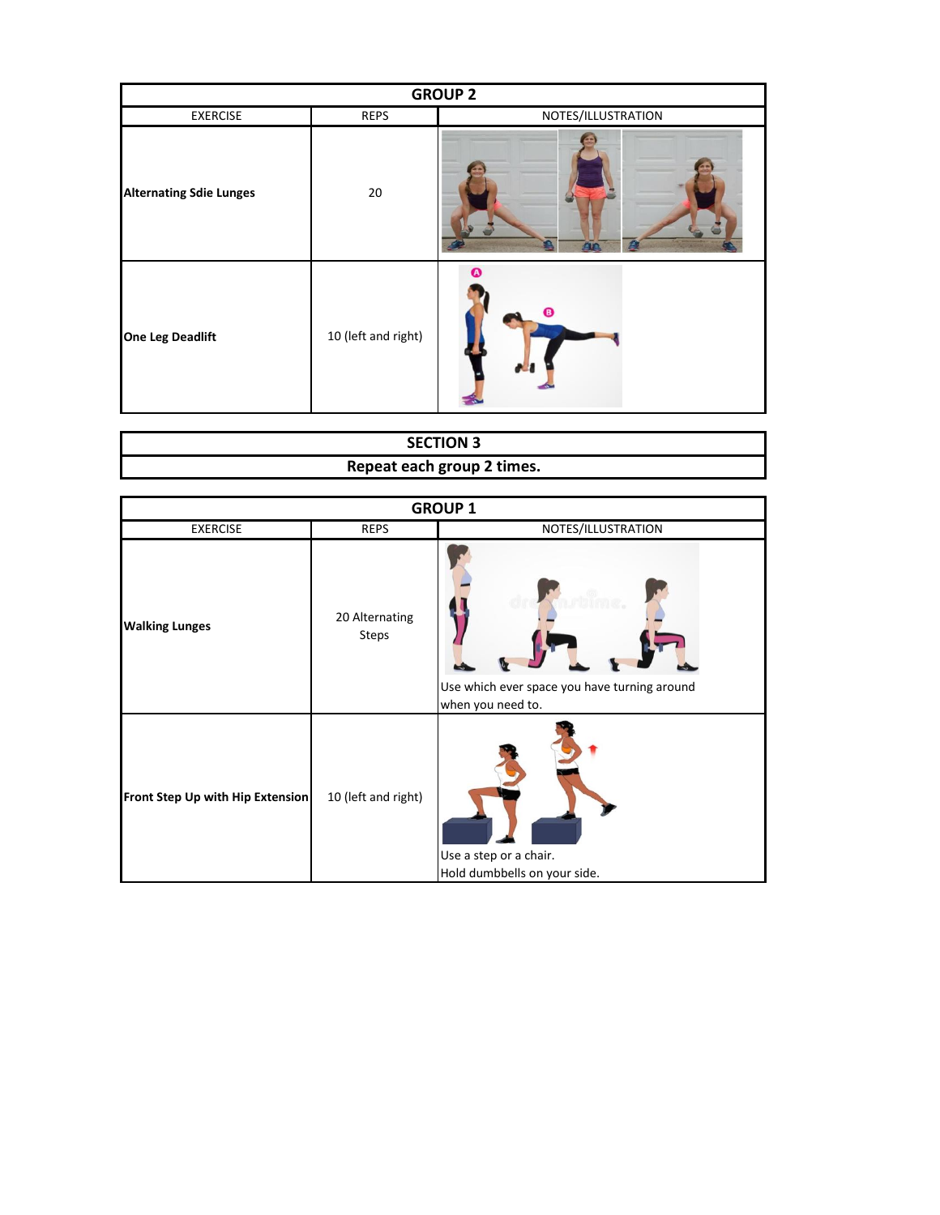| GROUP 2 | | |
|---|---|---|
| EXERCISE | REPS | NOTES/ILLUSTRATION |
| **Alternating Sdie Lunges** | 20 | |
| **One Leg Deadlift** | 10 (left and right) | |

| SECTION 3 |
|---|
| **Repeat each group 2 times.** |

| GROUP 1 | | |
|---|---|---|
| EXERCISE | REPS | NOTES/ILLUSTRATION |
| **Walking Lunges** | 20 Alternating Steps | Use which ever space you have turning around when you need to. |
| **Front Step Up with Hip Extension** | 10 (left and right) | Use a step or a chair. Hold dumbbells on your side. |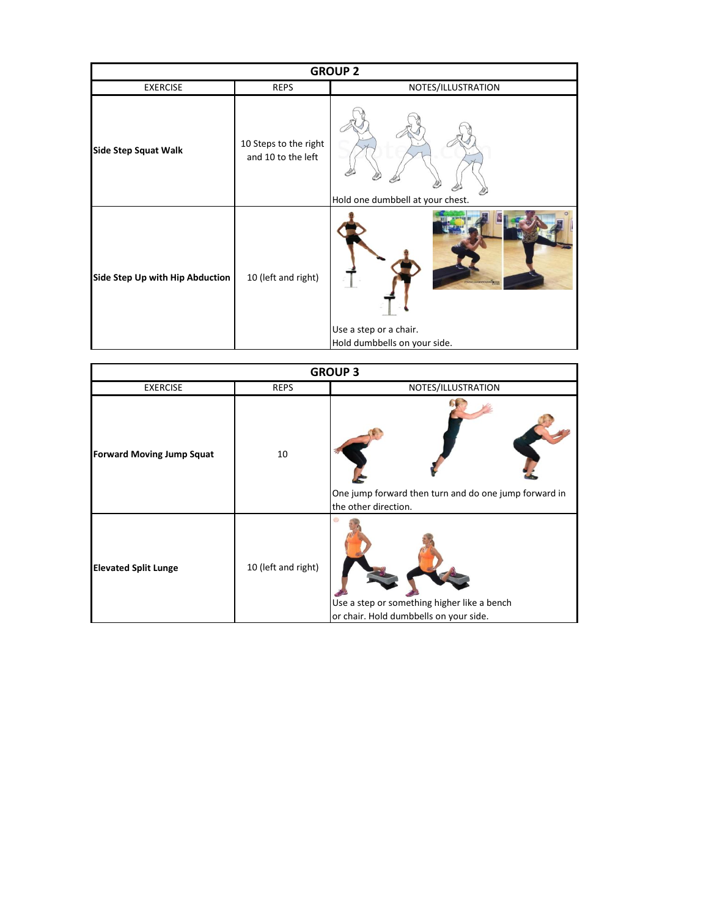| GROUP 2 | | |
|---|---|---|
| EXERCISE | REPS | NOTES/ILLUSTRATION |
| **Side Step Squat Walk** | 10 Steps to the right and 10 to the left | Hold one dumbbell at your chest. |
| **Side Step Up with Hip Abduction** | 10 (left and right) | Use a step or a chair.<br>Hold dumbbells on your side. |

| GROUP 3 | | |
|---|---|---|
| EXERCISE | REPS | NOTES/ILLUSTRATION |
| **Forward Moving Jump Squat** | 10 | One jump forward then turn and do one jump forward in the other direction. |
| **Elevated Split Lunge** | 10 (left and right) | Use a step or something higher like a bench or chair. Hold dumbbells on your side. |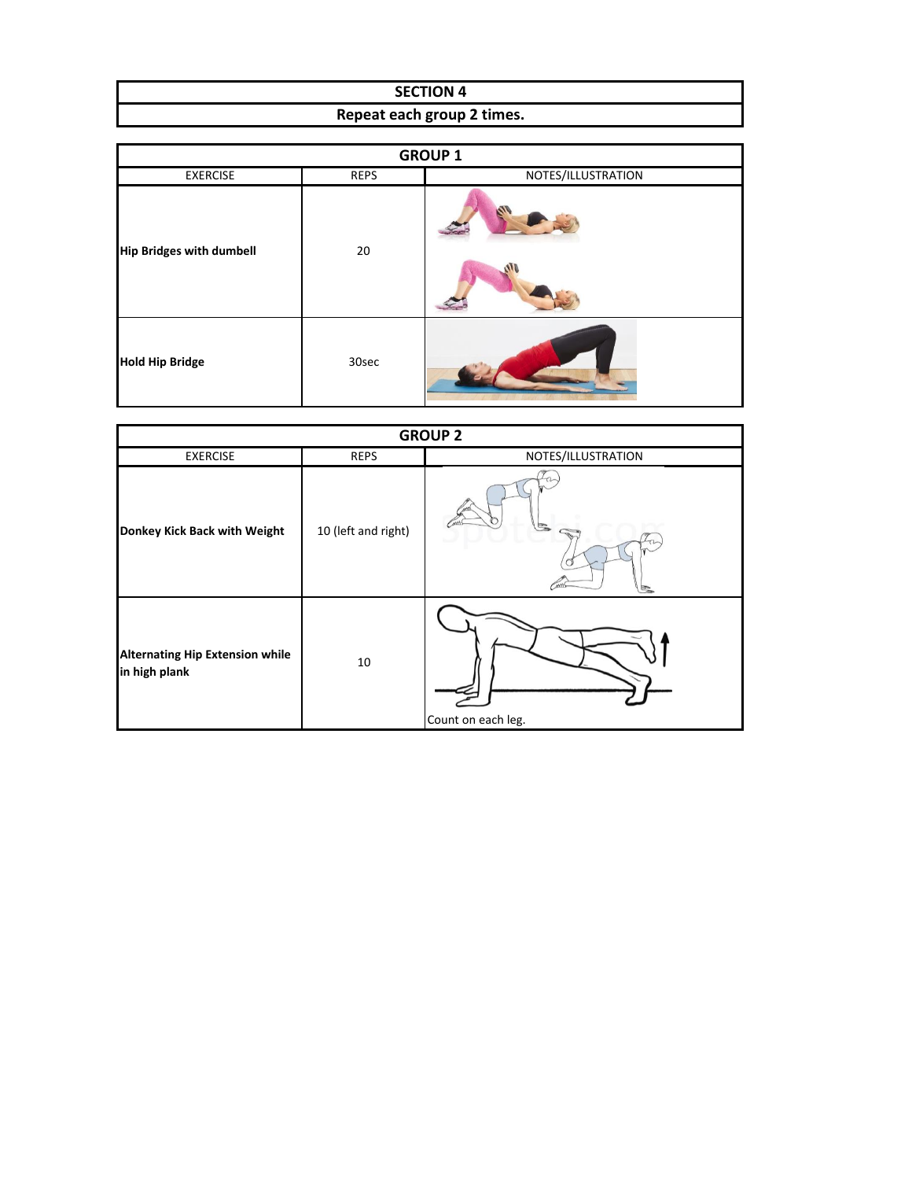## SECTION 4

**Repeat each group 2 times.**

### GROUP 1

| EXERCISE | REPS | NOTES/ILLUSTRATION |
|---|---|---|
| **Hip Bridges with dumbell** | 20 | |
| **Hold Hip Bridge** | 30sec | |

### GROUP 2

| EXERCISE | REPS | NOTES/ILLUSTRATION |
|---|---|---|
| **Donkey Kick Back with Weight** | 10 (left and right) | |
| **Alternating Hip Extension while in high plank** | 10 | Count on each leg. |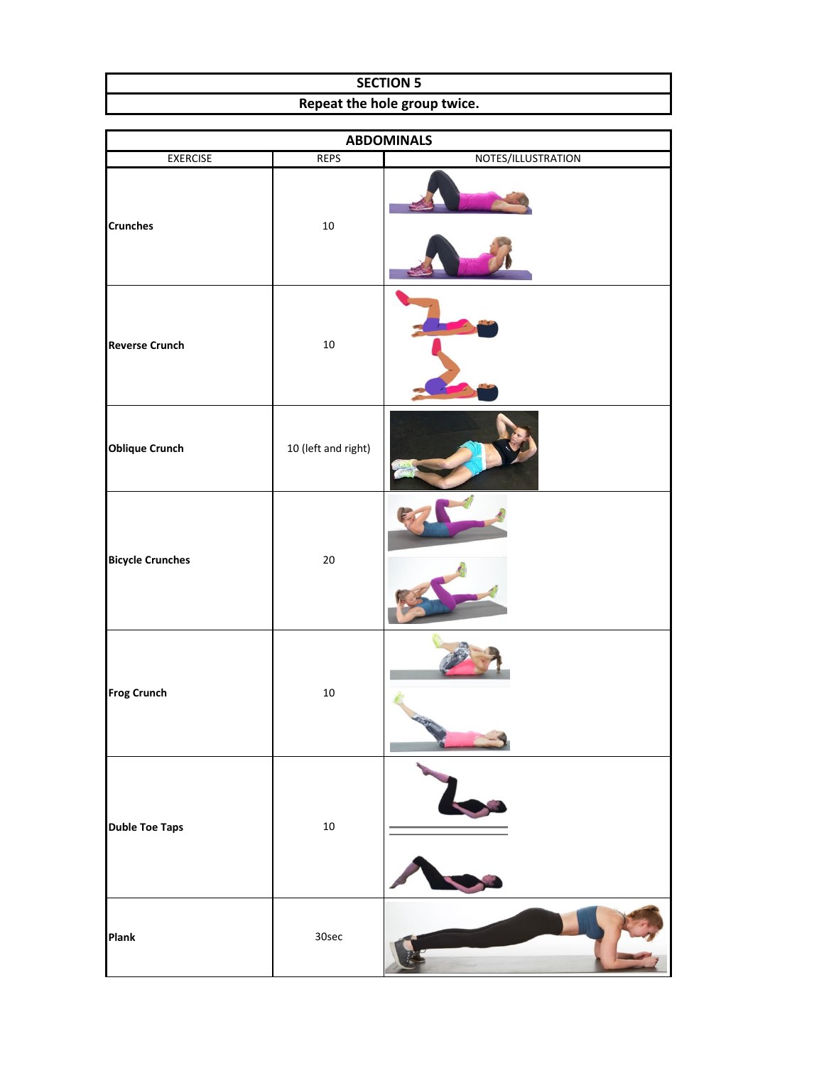| SECTION 5 |
|---|
| Repeat the hole group twice. |

| ABDOMINALS | | |
|---|---|---|
| EXERCISE | REPS | NOTES/ILLUSTRATION |
| **Crunches** | 10 | |
| **Reverse Crunch** | 10 | |
| **Oblique Crunch** | 10 (left and right) | |
| **Bicycle Crunches** | 20 | |
| **Frog Crunch** | 10 | |
| **Duble Toe Taps** | 10 | |
| **Plank** | 30sec | |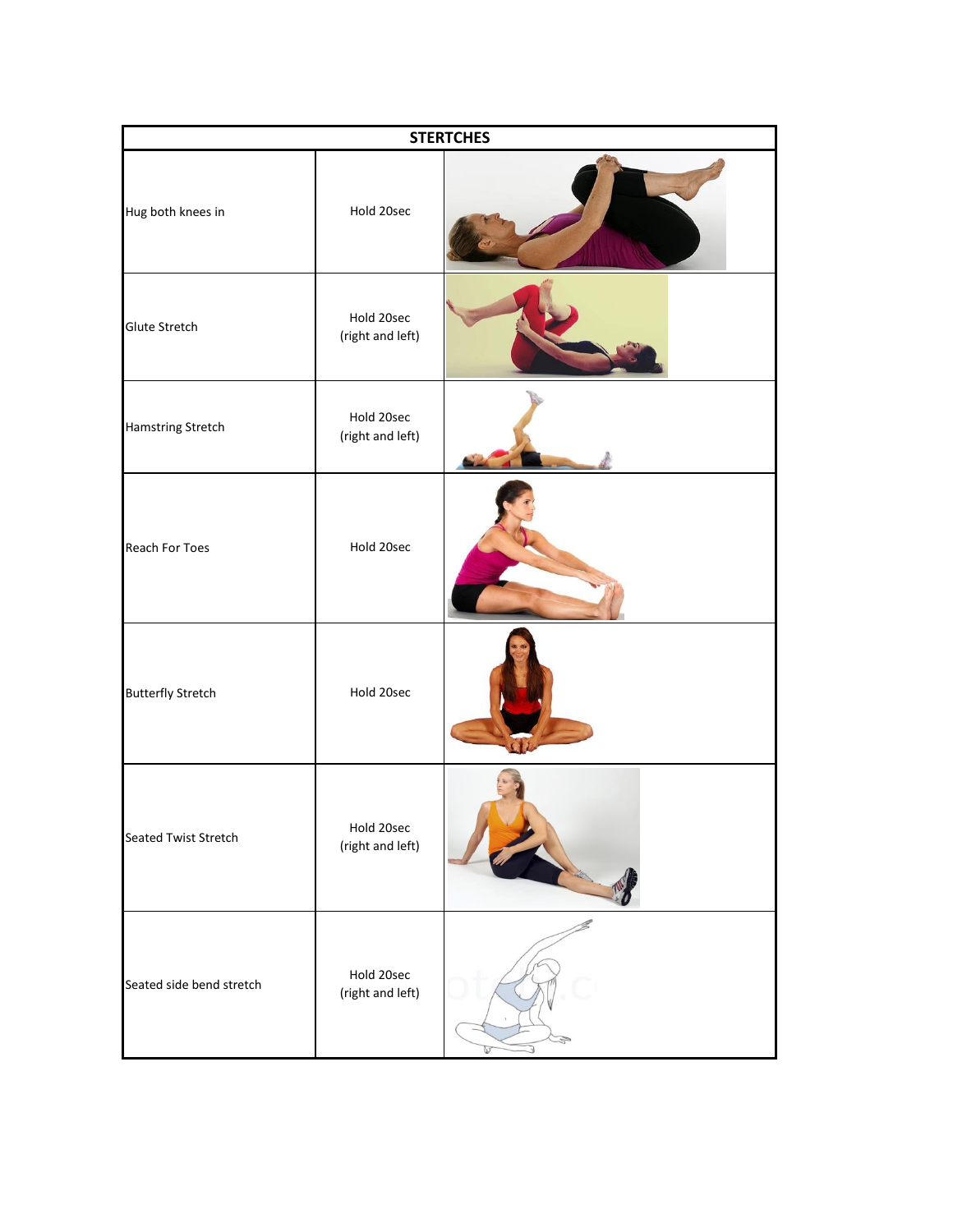| STERTCHES | | |
|---|---|---|
| Hug both knees in | Hold 20sec | |
| Glute Stretch | Hold 20sec (right and left) | |
| Hamstring Stretch | Hold 20sec (right and left) | |
| Reach For Toes | Hold 20sec | |
| Butterfly Strecth | Hold 20sec | |
| Seated Twist Stretch | Hold 20sec (right and left) | |
| Seated side bend stretch | Hold 20sec (right and left) | |